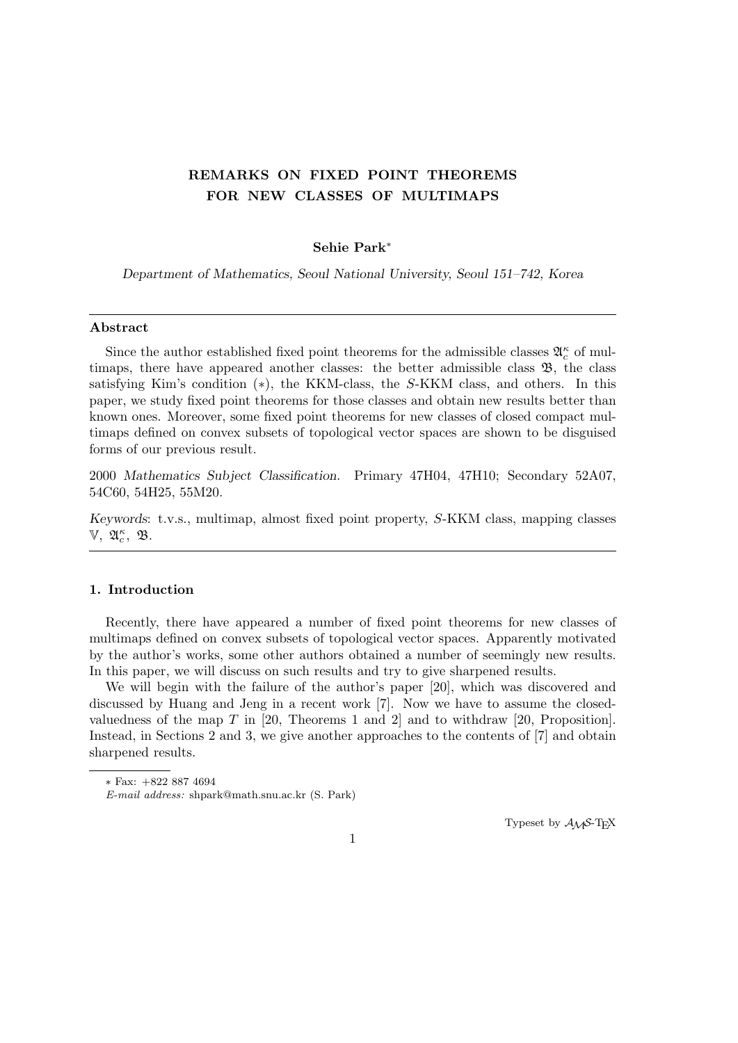# REMARKS ON FIXED POINT THEOREMS FOR NEW CLASSES OF MULTIMAPS

**Sehie Park***

*Department of Mathematics, Seoul National University, Seoul 151–742, Korea*

---

**Abstract**

Since the author established fixed point theorems for the admissible classes $\mathfrak{A}_c^\kappa$ of multimaps, there have appeared another classes: the better admissible class $\mathfrak{B}$, the class satisfying Kim's condition $(*)$, the KKM-class, the $S$-KKM class, and others. In this paper, we study fixed point theorems for those classes and obtain new results better than known ones. Moreover, some fixed point theorems for new classes of closed compact multimaps defined on convex subsets of topological vector spaces are shown to be disguised forms of our previous result.

2000 *Mathematics Subject Classification.* Primary 47H04, 47H10; Secondary 52A07, 54C60, 54H25, 55M20.

*Keywords*: t.v.s., multimap, almost fixed point property, $S$-KKM class, mapping classes $\mathbb{V}$, $\mathfrak{A}_c^\kappa$, $\mathfrak{B}$.

---

### 1. Introduction

Recently, there have appeared a number of fixed point theorems for new classes of multimaps defined on convex subsets of topological vector spaces. Apparently motivated by the author's works, some other authors obtained a number of seemingly new results. In this paper, we will discuss on such results and try to give sharpened results.

We will begin with the failure of the author's paper [20], which was discovered and discussed by Huang and Jeng in a recent work [7]. Now we have to assume the closed-valuedness of the map $T$ in [20, Theorems 1 and 2] and to withdraw [20, Proposition]. Instead, in Sections 2 and 3, we give another approaches to the contents of [7] and obtain sharpened results.

---

\* Fax: +822 887 4694

*E-mail address:* shpark@math.snu.ac.kr (S. Park)

Typeset by $\mathcal{A}_{\mathcal{M}}\mathcal{S}$-TEX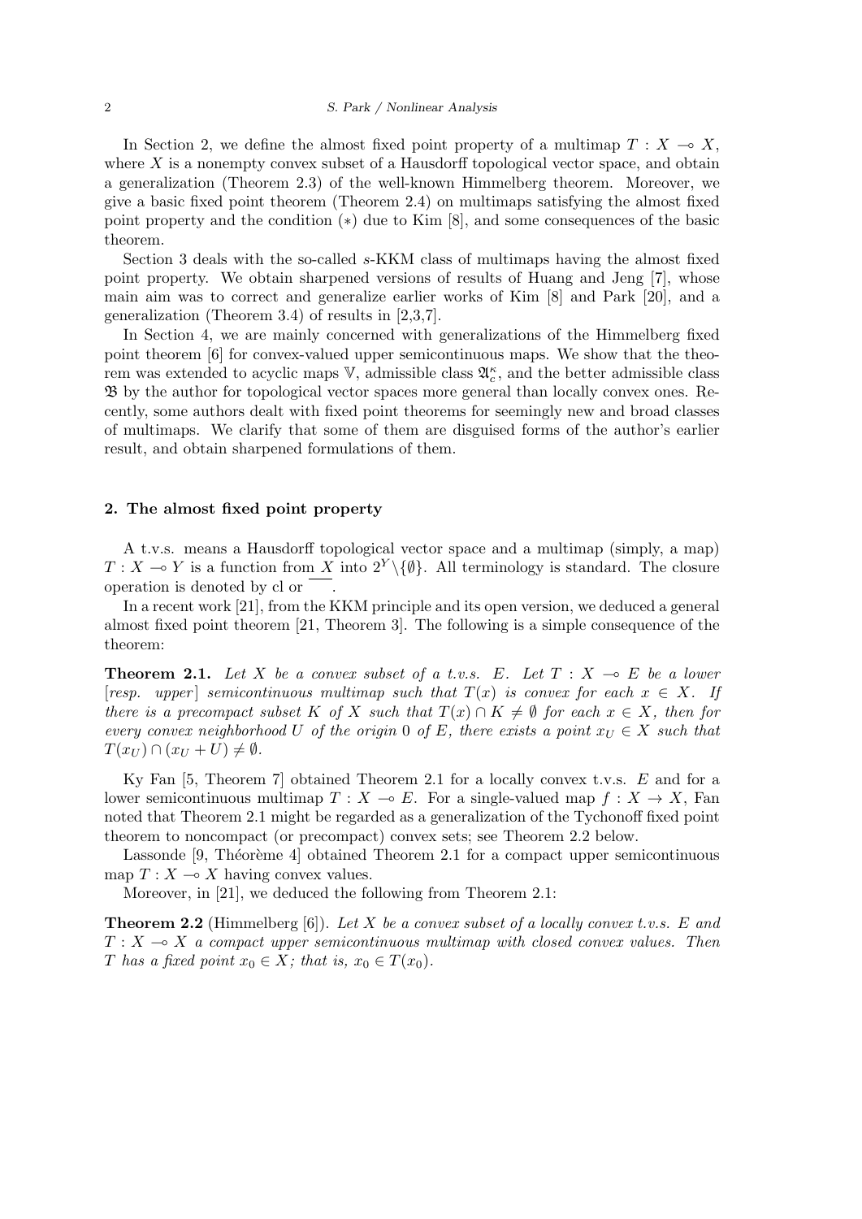In Section 2, we define the almost fixed point property of a multimap $T : X \multimap X$, where $X$ is a nonempty convex subset of a Hausdorff topological vector space, and obtain a generalization (Theorem 2.3) of the well-known Himmelberg theorem. Moreover, we give a basic fixed point theorem (Theorem 2.4) on multimaps satisfying the almost fixed point property and the condition $(*)$ due to Kim [8], and some consequences of the basic theorem.

Section 3 deals with the so-called $s$-KKM class of multimaps having the almost fixed point property. We obtain sharpened versions of results of Huang and Jeng [7], whose main aim was to correct and generalize earlier works of Kim [8] and Park [20], and a generalization (Theorem 3.4) of results in [2,3,7].

In Section 4, we are mainly concerned with generalizations of the Himmelberg fixed point theorem [6] for convex-valued upper semicontinuous maps. We show that the theorem was extended to acyclic maps $\mathbb{V}$, admissible class $\mathfrak{A}_c^\kappa$, and the better admissible class $\mathfrak{B}$ by the author for topological vector spaces more general than locally convex ones. Recently, some authors dealt with fixed point theorems for seemingly new and broad classes of multimaps. We clarify that some of them are disguised forms of the author's earlier result, and obtain sharpened formulations of them.

## 2. The almost fixed point property

A t.v.s. means a Hausdorff topological vector space and a multimap (simply, a map) $T : X \multimap Y$ is a function from $X$ into $2^Y \backslash \{\emptyset\}$. All terminology is standard. The closure operation is denoted by cl or $\overline{\phantom{x}}$.

In a recent work [21], from the KKM principle and its open version, we deduced a general almost fixed point theorem [21, Theorem 3]. The following is a simple consequence of the theorem:

**Theorem 2.1.** *Let $X$ be a convex subset of a t.v.s. $E$. Let $T : X \multimap E$ be a lower [resp. upper] semicontinuous multimap such that $T(x)$ is convex for each $x \in X$. If there is a precompact subset $K$ of $X$ such that $T(x) \cap K \neq \emptyset$ for each $x \in X$, then for every convex neighborhood $U$ of the origin $0$ of $E$, there exists a point $x_U \in X$ such that $T(x_U) \cap (x_U + U) \neq \emptyset$.*

Ky Fan [5, Theorem 7] obtained Theorem 2.1 for a locally convex t.v.s. $E$ and for a lower semicontinuous multimap $T : X \multimap E$. For a single-valued map $f : X \to X$, Fan noted that Theorem 2.1 might be regarded as a generalization of the Tychonoff fixed point theorem to noncompact (or precompact) convex sets; see Theorem 2.2 below.

Lassonde [9, Théorème 4] obtained Theorem 2.1 for a compact upper semicontinuous map $T : X \multimap X$ having convex values.

Moreover, in [21], we deduced the following from Theorem 2.1:

**Theorem 2.2** (Himmelberg [6]). *Let $X$ be a convex subset of a locally convex t.v.s. $E$ and $T : X \multimap X$ a compact upper semicontinuous multimap with closed convex values. Then $T$ has a fixed point $x_0 \in X$; that is, $x_0 \in T(x_0)$.*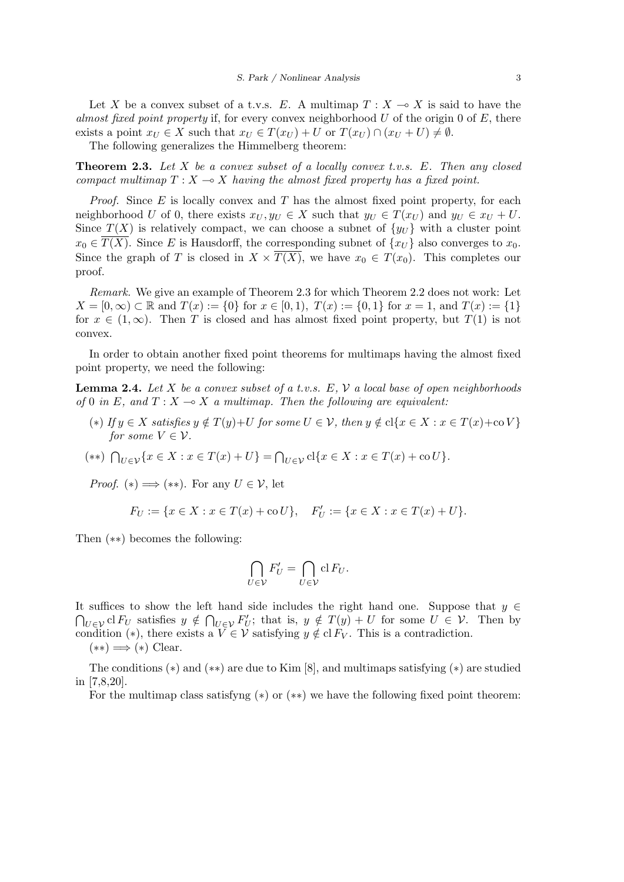Let $X$ be a convex subset of a t.v.s. $E$. A multimap $T : X \multimap X$ is said to have the *almost fixed point property* if, for every convex neighborhood $U$ of the origin 0 of $E$, there exists a point $x_U \in X$ such that $x_U \in T(x_U) + U$ or $T(x_U) \cap (x_U + U) \neq \emptyset$.

The following generalizes the Himmelberg theorem:

**Theorem 2.3.** *Let $X$ be a convex subset of a locally convex t.v.s. $E$. Then any closed compact multimap $T : X \multimap X$ having the almost fixed property has a fixed point.*

*Proof.* Since $E$ is locally convex and $T$ has the almost fixed point property, for each neighborhood $U$ of 0, there exists $x_U, y_U \in X$ such that $y_U \in T(x_U)$ and $y_U \in x_U + U$. Since $T(X)$ is relatively compact, we can choose a subnet of $\{y_U\}$ with a cluster point $x_0 \in \overline{T(X)}$. Since $E$ is Hausdorff, the corresponding subnet of $\{x_U\}$ also converges to $x_0$. Since the graph of $T$ is closed in $X \times \overline{T(X)}$, we have $x_0 \in T(x_0)$. This completes our proof.

*Remark.* We give an example of Theorem 2.3 for which Theorem 2.2 does not work: Let $X = [0, \infty) \subset \mathbb{R}$ and $T(x) := \{0\}$ for $x \in [0, 1)$, $T(x) := \{0, 1\}$ for $x = 1$, and $T(x) := \{1\}$ for $x \in (1, \infty)$. Then $T$ is closed and has almost fixed point property, but $T(1)$ is not convex.

In order to obtain another fixed point theorems for multimaps having the almost fixed point property, we need the following:

**Lemma 2.4.** *Let $X$ be a convex subset of a t.v.s. $E$, $\mathcal{V}$ a local base of open neighborhoods of 0 in $E$, and $T : X \multimap X$ a multimap. Then the following are equivalent:*

- ($*$) *If $y \in X$ satisfies $y \notin T(y) + U$ for some $U \in \mathcal{V}$, then $y \notin \operatorname{cl}\{x \in X : x \in T(x) + \operatorname{co} V\}$ for some $V \in \mathcal{V}$.*
- ($**$) $\bigcap_{U \in \mathcal{V}} \{x \in X : x \in T(x) + U\} = \bigcap_{U \in \mathcal{V}} \operatorname{cl}\{x \in X : x \in T(x) + \operatorname{co} U\}$.

*Proof.* ($*$) $\Longrightarrow$ ($**$). For any $U \in \mathcal{V}$, let

$$F_U := \{x \in X : x \in T(x) + \operatorname{co} U\}, \quad F'_U := \{x \in X : x \in T(x) + U\}.$$

Then ($**$) becomes the following:

$$\bigcap_{U \in \mathcal{V}} F'_U = \bigcap_{U \in \mathcal{V}} \operatorname{cl} F_U.$$

It suffices to show the left hand side includes the right hand one. Suppose that $y \in \bigcap_{U \in \mathcal{V}} \operatorname{cl} F_U$ satisfies $y \notin \bigcap_{U \in \mathcal{V}} F'_U$; that is, $y \notin T(y) + U$ for some $U \in \mathcal{V}$. Then by condition ($*$), there exists a $V \in \mathcal{V}$ satisfying $y \notin \operatorname{cl} F_V$. This is a contradiction.

($**$) $\Longrightarrow$ ($*$) Clear.

The conditions ($*$) and ($**$) are due to Kim [8], and multimaps satisfying ($*$) are studied in [7,8,20].

For the multimap class satisfyng ($*$) or ($**$) we have the following fixed point theorem: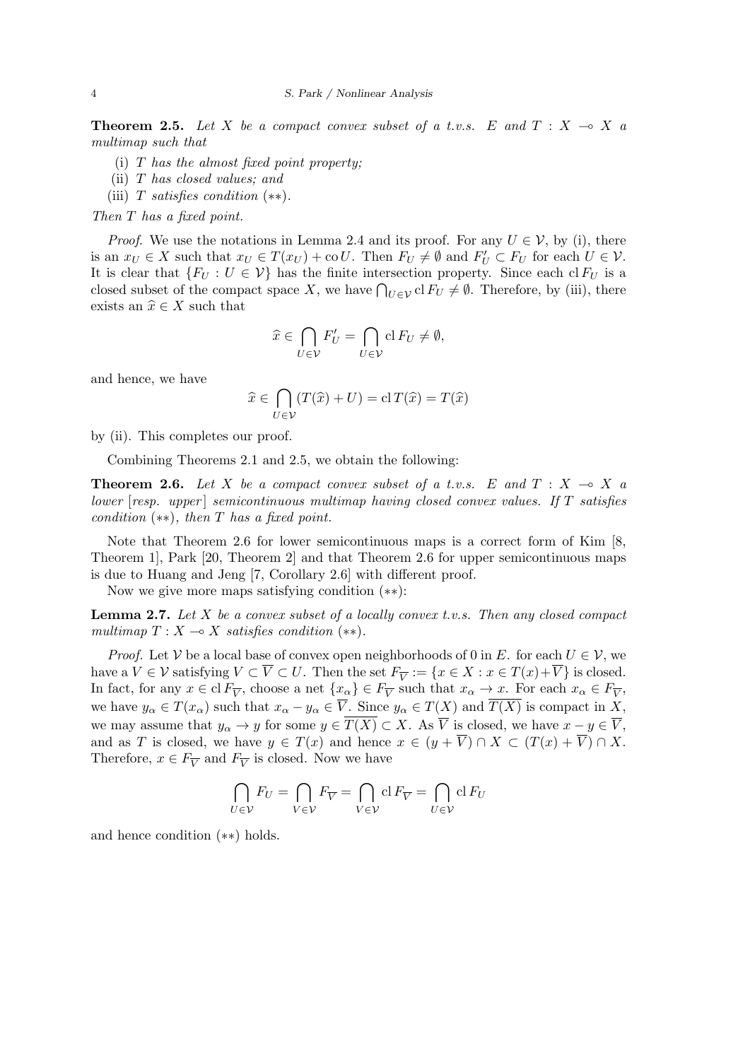**Theorem 2.5.** *Let $X$ be a compact convex subset of a t.v.s. $E$ and $T : X \multimap X$ a multimap such that*

(i) *$T$ has the almost fixed point property;*
(ii) *$T$ has closed values; and*
(iii) *$T$ satisfies condition $(**)$.*

*Then $T$ has a fixed point.*

*Proof.* We use the notations in Lemma 2.4 and its proof. For any $U \in \mathcal{V}$, by (i), there is an $x_U \in X$ such that $x_U \in T(x_U) + \operatorname{co} U$. Then $F_U \neq \emptyset$ and $F'_U \subset F_U$ for each $U \in \mathcal{V}$. It is clear that $\{F_U : U \in \mathcal{V}\}$ has the finite intersection property. Since each $\operatorname{cl} F_U$ is a closed subset of the compact space $X$, we have $\bigcap_{U \in \mathcal{V}} \operatorname{cl} F_U \neq \emptyset$. Therefore, by (iii), there exists an $\widehat{x} \in X$ such that

$$\widehat{x} \in \bigcap_{U \in \mathcal{V}} F'_U = \bigcap_{U \in \mathcal{V}} \operatorname{cl} F_U \neq \emptyset,$$

and hence, we have

$$\widehat{x} \in \bigcap_{U \in \mathcal{V}} (T(\widehat{x}) + U) = \operatorname{cl} T(\widehat{x}) = T(\widehat{x})$$

by (ii). This completes our proof.

Combining Theorems 2.1 and 2.5, we obtain the following:

**Theorem 2.6.** *Let $X$ be a compact convex subset of a t.v.s. $E$ and $T : X \multimap X$ a lower [resp. upper] semicontinuous multimap having closed convex values. If $T$ satisfies condition $(**)$, then $T$ has a fixed point.*

Note that Theorem 2.6 for lower semicontinuous maps is a correct form of Kim [8, Theorem 1], Park [20, Theorem 2] and that Theorem 2.6 for upper semicontinuous maps is due to Huang and Jeng [7, Corollary 2.6] with different proof.

Now we give more maps satisfying condition $(**)$:

**Lemma 2.7.** *Let $X$ be a convex subset of a locally convex t.v.s. Then any closed compact multimap $T : X \multimap X$ satisfies condition $(**)$.*

*Proof.* Let $\mathcal{V}$ be a local base of convex open neighborhoods of 0 in $E$. for each $U \in \mathcal{V}$, we have a $V \in \mathcal{V}$ satisfying $V \subset \overline{V} \subset U$. Then the set $F_{\overline{V}} := \{x \in X : x \in T(x) + \overline{V}\}$ is closed. In fact, for any $x \in \operatorname{cl} F_{\overline{V}}$, choose a net $\{x_\alpha\} \in F_{\overline{V}}$ such that $x_\alpha \to x$. For each $x_\alpha \in F_{\overline{V}}$, we have $y_\alpha \in T(x_\alpha)$ such that $x_\alpha - y_\alpha \in \overline{V}$. Since $y_\alpha \in T(X)$ and $\overline{T(X)}$ is compact in $X$, we may assume that $y_\alpha \to y$ for some $y \in \overline{T(X)} \subset X$. As $\overline{V}$ is closed, we have $x - y \in \overline{V}$, and as $T$ is closed, we have $y \in T(x)$ and hence $x \in (y + \overline{V}) \cap X \subset (T(x) + \overline{V}) \cap X$. Therefore, $x \in F_{\overline{V}}$ and $F_{\overline{V}}$ is closed. Now we have

$$\bigcap_{U \in \mathcal{V}} F_U = \bigcap_{V \in \mathcal{V}} F_{\overline{V}} = \bigcap_{V \in \mathcal{V}} \operatorname{cl} F_{\overline{V}} = \bigcap_{U \in \mathcal{V}} \operatorname{cl} F_U$$

and hence condition $(**)$ holds.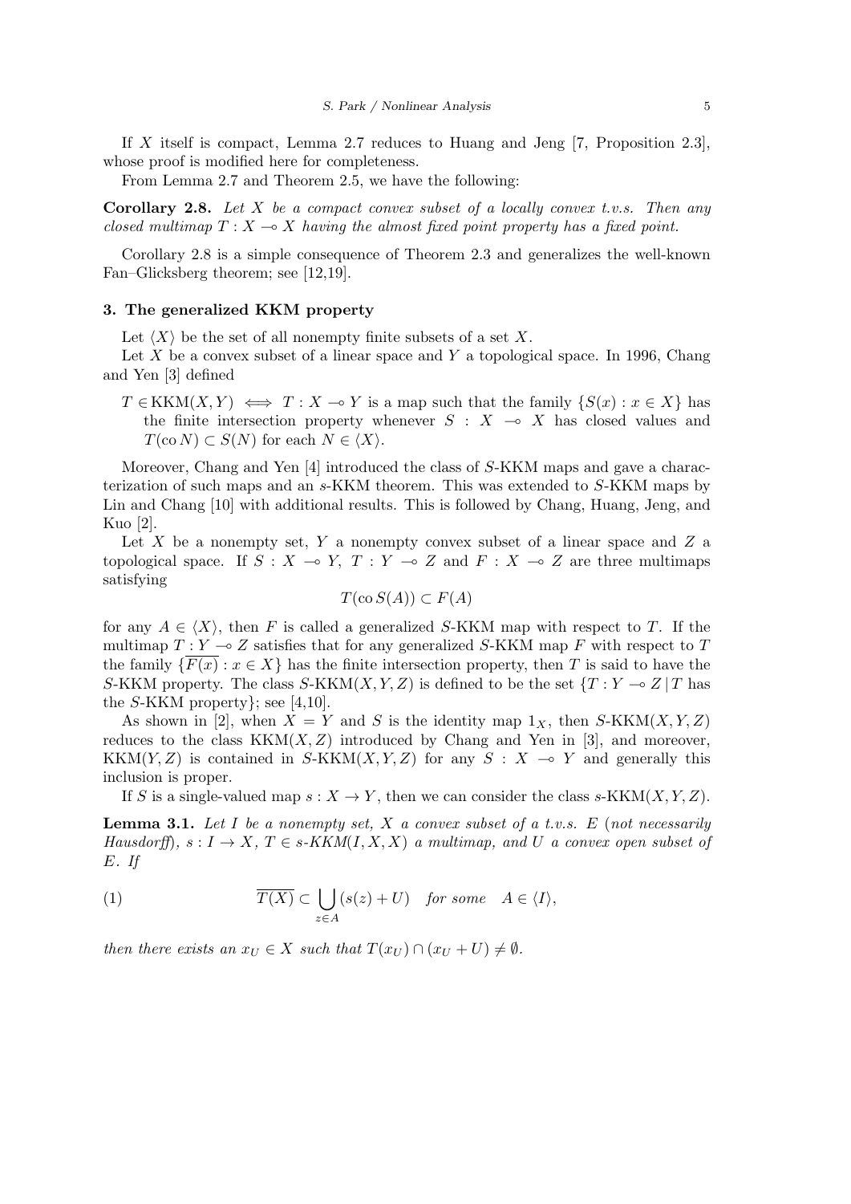If $X$ itself is compact, Lemma 2.7 reduces to Huang and Jeng [7, Proposition 2.3], whose proof is modified here for completeness.

From Lemma 2.7 and Theorem 2.5, we have the following:

**Corollary 2.8.** *Let $X$ be a compact convex subset of a locally convex t.v.s. Then any closed multimap $T : X \multimap X$ having the almost fixed point property has a fixed point.*

Corollary 2.8 is a simple consequence of Theorem 2.3 and generalizes the well-known Fan–Glicksberg theorem; see [12,19].

### 3. The generalized KKM property

Let $\langle X \rangle$ be the set of all nonempty finite subsets of a set $X$.

Let $X$ be a convex subset of a linear space and $Y$ a topological space. In 1996, Chang and Yen [3] defined

$T \in \mathrm{KKM}(X, Y) \iff T : X \multimap Y$ is a map such that the family $\{S(x) : x \in X\}$ has the finite intersection property whenever $S : X \multimap X$ has closed values and $T(\mathrm{co}\, N) \subset S(N)$ for each $N \in \langle X \rangle$.

Moreover, Chang and Yen [4] introduced the class of $S$-KKM maps and gave a characterization of such maps and an $s$-KKM theorem. This was extended to $S$-KKM maps by Lin and Chang [10] with additional results. This is followed by Chang, Huang, Jeng, and Kuo [2].

Let $X$ be a nonempty set, $Y$ a nonempty convex subset of a linear space and $Z$ a topological space. If $S : X \multimap Y$, $T : Y \multimap Z$ and $F : X \multimap Z$ are three multimaps satisfying

$$T(\mathrm{co}\, S(A)) \subset F(A)$$

for any $A \in \langle X \rangle$, then $F$ is called a generalized $S$-KKM map with respect to $T$. If the multimap $T : Y \multimap Z$ satisfies that for any generalized $S$-KKM map $F$ with respect to $T$ the family $\{\overline{F(x)} : x \in X\}$ has the finite intersection property, then $T$ is said to have the $S$-KKM property. The class $S$-$\mathrm{KKM}(X, Y, Z)$ is defined to be the set $\{T : Y \multimap Z \,|\, T$ has the $S$-KKM property$\}$; see [4,10].

As shown in [2], when $X = Y$ and $S$ is the identity map $1_X$, then $S$-$\mathrm{KKM}(X, Y, Z)$ reduces to the class $\mathrm{KKM}(X, Z)$ introduced by Chang and Yen in [3], and moreover, $\mathrm{KKM}(Y, Z)$ is contained in $S$-$\mathrm{KKM}(X, Y, Z)$ for any $S : X \multimap Y$ and generally this inclusion is proper.

If $S$ is a single-valued map $s : X \to Y$, then we can consider the class $s$-$\mathrm{KKM}(X, Y, Z)$.

**Lemma 3.1.** *Let $I$ be a nonempty set, $X$ a convex subset of a t.v.s. $E$ (not necessarily Hausdorff), $s : I \to X$, $T \in s$-$KKM(I, X, X)$ a multimap, and $U$ a convex open subset of $E$. If*

$$\overline{T(X)} \subset \bigcup_{z \in A} (s(z) + U) \quad \text{for some} \quad A \in \langle I \rangle, \tag{1}$$

*then there exists an $x_U \in X$ such that $T(x_U) \cap (x_U + U) \neq \emptyset$.*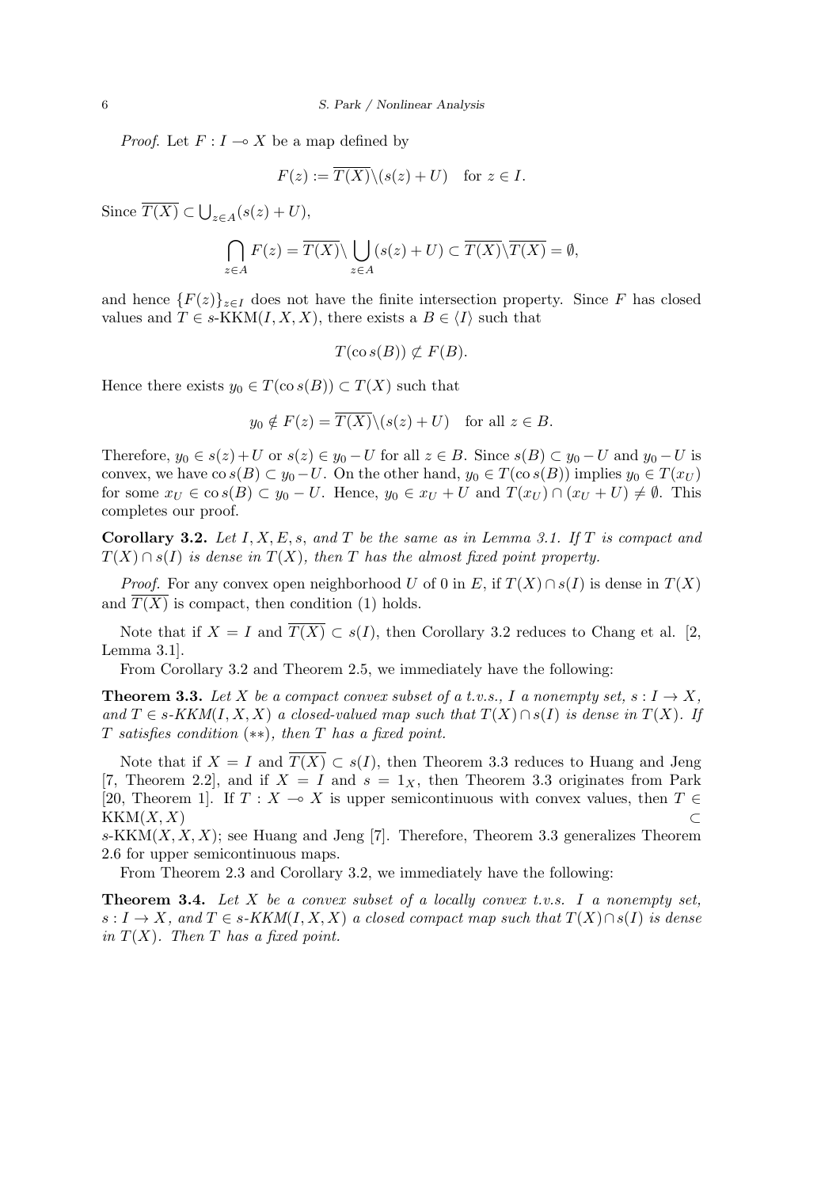*Proof.* Let $F : I \multimap X$ be a map defined by

$$F(z) := \overline{T(X)} \backslash (s(z) + U) \quad \text{for } z \in I.$$

Since $\overline{T(X)} \subset \bigcup_{z \in A} (s(z) + U)$,

$$\bigcap_{z \in A} F(z) = \overline{T(X)} \backslash \bigcup_{z \in A} (s(z) + U) \subset \overline{T(X)} \backslash \overline{T(X)} = \emptyset,$$

and hence $\{F(z)\}_{z \in I}$ does not have the finite intersection property. Since $F$ has closed values and $T \in s\text{-KKM}(I, X, X)$, there exists a $B \in \langle I \rangle$ such that

$$T(\operatorname{co} s(B)) \not\subset F(B).$$

Hence there exists $y_0 \in T(\operatorname{co} s(B)) \subset T(X)$ such that

$$y_0 \notin F(z) = \overline{T(X)} \backslash (s(z) + U) \quad \text{for all } z \in B.$$

Therefore, $y_0 \in s(z) + U$ or $s(z) \in y_0 - U$ for all $z \in B$. Since $s(B) \subset y_0 - U$ and $y_0 - U$ is convex, we have $\operatorname{co} s(B) \subset y_0 - U$. On the other hand, $y_0 \in T(\operatorname{co} s(B))$ implies $y_0 \in T(x_U)$ for some $x_U \in \operatorname{co} s(B) \subset y_0 - U$. Hence, $y_0 \in x_U + U$ and $T(x_U) \cap (x_U + U) \neq \emptyset$. This completes our proof.

**Corollary 3.2.** *Let $I, X, E, s,$ and $T$ be the same as in Lemma 3.1. If $T$ is compact and $T(X) \cap s(I)$ is dense in $T(X)$, then $T$ has the almost fixed point property.*

*Proof.* For any convex open neighborhood $U$ of 0 in $E$, if $T(X) \cap s(I)$ is dense in $T(X)$ and $\overline{T(X)}$ is compact, then condition (1) holds.

Note that if $X = I$ and $\overline{T(X)} \subset s(I)$, then Corollary 3.2 reduces to Chang et al. [2, Lemma 3.1].

From Corollary 3.2 and Theorem 2.5, we immediately have the following:

**Theorem 3.3.** *Let $X$ be a compact convex subset of a t.v.s., $I$ a nonempty set, $s : I \to X$, and $T \in s\text{-KKM}(I, X, X)$ a closed-valued map such that $T(X) \cap s(I)$ is dense in $T(X)$. If $T$ satisfies condition $(**)$, then $T$ has a fixed point.*

Note that if $X = I$ and $\overline{T(X)} \subset s(I)$, then Theorem 3.3 reduces to Huang and Jeng [7, Theorem 2.2], and if $X = I$ and $s = 1_X$, then Theorem 3.3 originates from Park [20, Theorem 1]. If $T : X \multimap X$ is upper semicontinuous with convex values, then $T \in \text{KKM}(X, X) \subset s\text{-KKM}(X, X, X)$; see Huang and Jeng [7]. Therefore, Theorem 3.3 generalizes Theorem 2.6 for upper semicontinuous maps.

From Theorem 2.3 and Corollary 3.2, we immediately have the following:

**Theorem 3.4.** *Let $X$ be a convex subset of a locally convex t.v.s. $I$ a nonempty set, $s : I \to X$, and $T \in s\text{-KKM}(I, X, X)$ a closed compact map such that $T(X) \cap s(I)$ is dense in $T(X)$. Then $T$ has a fixed point.*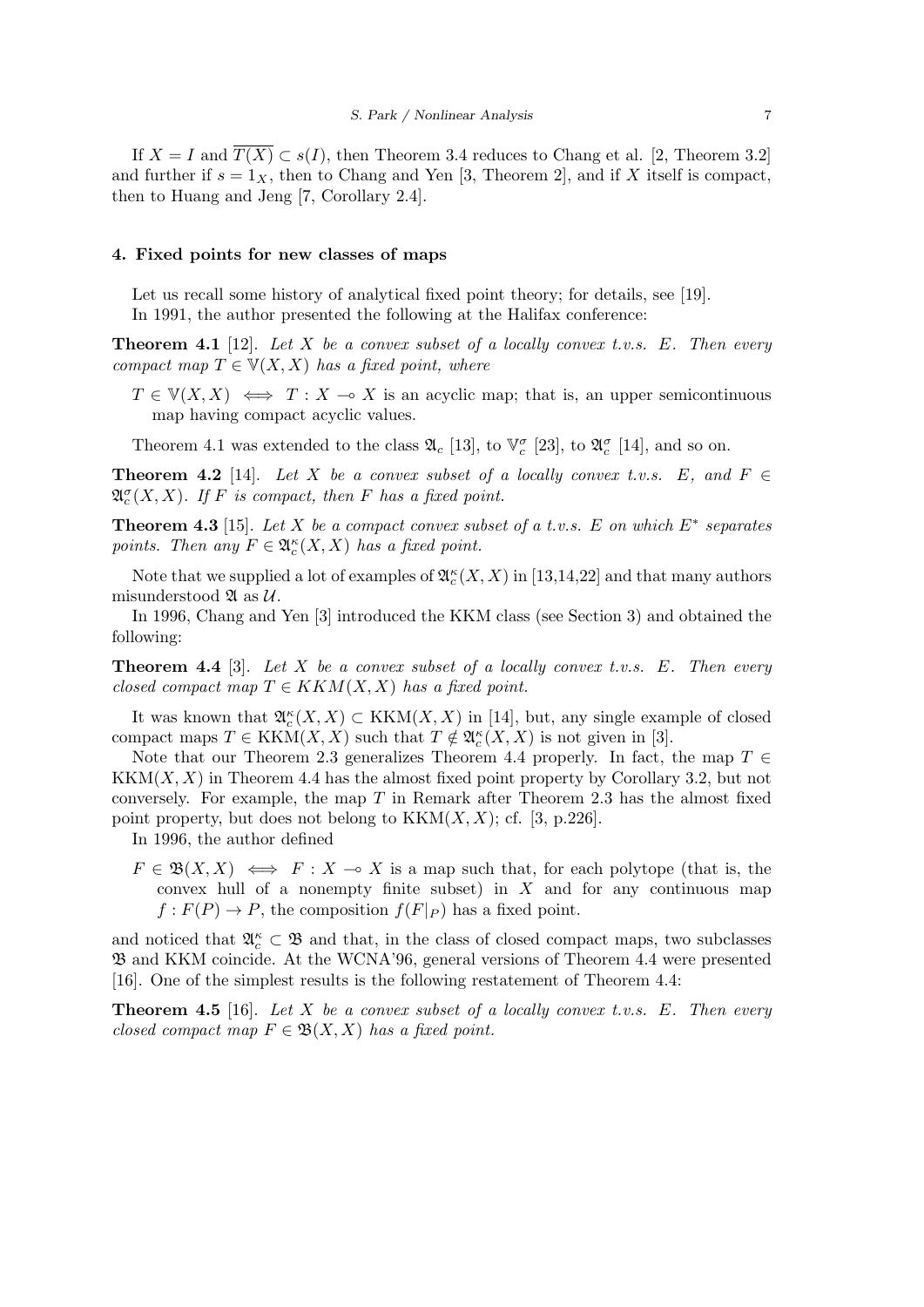If $X = I$ and $\overline{T(X)} \subset s(I)$, then Theorem 3.4 reduces to Chang et al. [2, Theorem 3.2] and further if $s = 1_X$, then to Chang and Yen [3, Theorem 2], and if $X$ itself is compact, then to Huang and Jeng [7, Corollary 2.4].

## 4. Fixed points for new classes of maps

Let us recall some history of analytical fixed point theory; for details, see [19].

In 1991, the author presented the following at the Halifax conference:

**Theorem 4.1** [12]. *Let $X$ be a convex subset of a locally convex t.v.s. $E$. Then every compact map $T \in \mathbb{V}(X,X)$ has a fixed point, where*

$T \in \mathbb{V}(X,X) \iff T : X \multimap X$ is an acyclic map; that is, an upper semicontinuous map having compact acyclic values.

Theorem 4.1 was extended to the class $\mathfrak{A}_c$ [13], to $\mathbb{V}_c^\sigma$ [23], to $\mathfrak{A}_c^\sigma$ [14], and so on.

**Theorem 4.2** [14]. *Let $X$ be a convex subset of a locally convex t.v.s. $E$, and $F \in \mathfrak{A}_c^\sigma(X,X)$. If $F$ is compact, then $F$ has a fixed point.*

**Theorem 4.3** [15]. *Let $X$ be a compact convex subset of a t.v.s. $E$ on which $E^*$ separates points. Then any $F \in \mathfrak{A}_c^\kappa(X,X)$ has a fixed point.*

Note that we supplied a lot of examples of $\mathfrak{A}_c^\kappa(X,X)$ in [13,14,22] and that many authors misunderstood $\mathfrak{A}$ as $\mathcal{U}$.

In 1996, Chang and Yen [3] introduced the KKM class (see Section 3) and obtained the following:

**Theorem 4.4** [3]. *Let $X$ be a convex subset of a locally convex t.v.s. $E$. Then every closed compact map $T \in KKM(X,X)$ has a fixed point.*

It was known that $\mathfrak{A}_c^\kappa(X,X) \subset \mathrm{KKM}(X,X)$ in [14], but, any single example of closed compact maps $T \in \mathrm{KKM}(X,X)$ such that $T \notin \mathfrak{A}_c^\kappa(X,X)$ is not given in [3].

Note that our Theorem 2.3 generalizes Theorem 4.4 properly. In fact, the map $T \in \mathrm{KKM}(X,X)$ in Theorem 4.4 has the almost fixed point property by Corollary 3.2, but not conversely. For example, the map $T$ in Remark after Theorem 2.3 has the almost fixed point property, but does not belong to $\mathrm{KKM}(X,X)$; cf. [3, p.226].

In 1996, the author defined

$F \in \mathfrak{B}(X,X) \iff F : X \multimap X$ is a map such that, for each polytope (that is, the convex hull of a nonempty finite subset) in $X$ and for any continuous map $f : F(P) \to P$, the composition $f(F|_P)$ has a fixed point.

and noticed that $\mathfrak{A}_c^\kappa \subset \mathfrak{B}$ and that, in the class of closed compact maps, two subclasses $\mathfrak{B}$ and KKM coincide. At the WCNA'96, general versions of Theorem 4.4 were presented [16]. One of the simplest results is the following restatement of Theorem 4.4:

**Theorem 4.5** [16]. *Let $X$ be a convex subset of a locally convex t.v.s. $E$. Then every closed compact map $F \in \mathfrak{B}(X,X)$ has a fixed point.*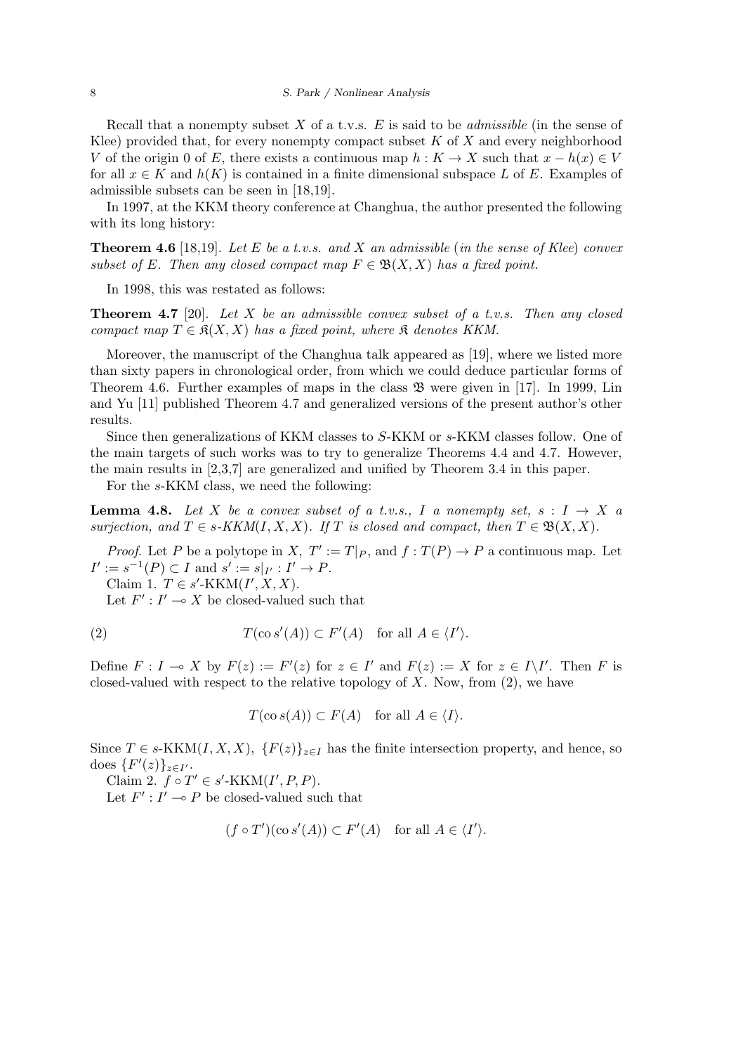Recall that a nonempty subset $X$ of a t.v.s. $E$ is said to be *admissible* (in the sense of Klee) provided that, for every nonempty compact subset $K$ of $X$ and every neighborhood $V$ of the origin 0 of $E$, there exists a continuous map $h : K \to X$ such that $x - h(x) \in V$ for all $x \in K$ and $h(K)$ is contained in a finite dimensional subspace $L$ of $E$. Examples of admissible subsets can be seen in [18,19].

In 1997, at the KKM theory conference at Changhua, the author presented the following with its long history:

**Theorem 4.6** [18,19]. *Let $E$ be a t.v.s. and $X$ an admissible (in the sense of Klee) convex subset of $E$. Then any closed compact map $F \in \mathfrak{B}(X, X)$ has a fixed point.*

In 1998, this was restated as follows:

**Theorem 4.7** [20]. *Let $X$ be an admissible convex subset of a t.v.s. Then any closed compact map $T \in \mathfrak{K}(X, X)$ has a fixed point, where $\mathfrak{K}$ denotes KKM.*

Moreover, the manuscript of the Changhua talk appeared as [19], where we listed more than sixty papers in chronological order, from which we could deduce particular forms of Theorem 4.6. Further examples of maps in the class $\mathfrak{B}$ were given in [17]. In 1999, Lin and Yu [11] published Theorem 4.7 and generalized versions of the present author's other results.

Since then generalizations of KKM classes to $S$-KKM or $s$-KKM classes follow. One of the main targets of such works was to try to generalize Theorems 4.4 and 4.7. However, the main results in [2,3,7] are generalized and unified by Theorem 3.4 in this paper.

For the $s$-KKM class, we need the following:

**Lemma 4.8.** *Let $X$ be a convex subset of a t.v.s., $I$ a nonempty set, $s : I \to X$ a surjection, and $T \in s$-$KKM(I, X, X)$. If $T$ is closed and compact, then $T \in \mathfrak{B}(X, X)$.*

*Proof.* Let $P$ be a polytope in $X$, $T' := T|_P$, and $f : T(P) \to P$ a continuous map. Let $I' := s^{-1}(P) \subset I$ and $s' := s|_{I'} : I' \to P$.

Claim 1. $T \in s'$-KKM$(I', X, X)$.

Let $F' : I' \multimap X$ be closed-valued such that

$$T(\operatorname{co} s'(A)) \subset F'(A) \quad \text{for all } A \in \langle I' \rangle. \tag{2}$$

Define $F : I \multimap X$ by $F(z) := F'(z)$ for $z \in I'$ and $F(z) := X$ for $z \in I \backslash I'$. Then $F$ is closed-valued with respect to the relative topology of $X$. Now, from (2), we have

$$T(\operatorname{co} s(A)) \subset F(A) \quad \text{for all } A \in \langle I \rangle.$$

Since $T \in s$-KKM$(I, X, X)$, $\{F(z)\}_{z \in I}$ has the finite intersection property, and hence, so does $\{F'(z)\}_{z \in I'}$.

Claim 2. $f \circ T' \in s'$-KKM$(I', P, P)$.

Let $F' : I' \multimap P$ be closed-valued such that

$$(f \circ T')(\operatorname{co} s'(A)) \subset F'(A) \quad \text{for all } A \in \langle I' \rangle.$$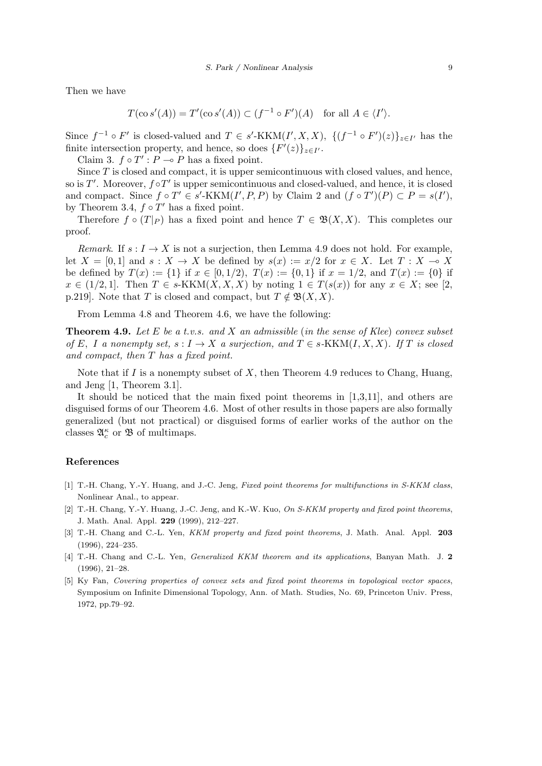Then we have

$$T(\operatorname{co} s'(A)) = T'(\operatorname{co} s'(A)) \subset (f^{-1} \circ F')(A) \quad \text{for all } A \in \langle I' \rangle.$$

Since $f^{-1} \circ F'$ is closed-valued and $T \in s'$-KKM$(I', X, X)$, $\{(f^{-1} \circ F')(z)\}_{z \in I'}$ has the finite intersection property, and hence, so does $\{F'(z)\}_{z \in I'}$.

Claim 3. $f \circ T' : P \multimap P$ has a fixed point.

Since $T$ is closed and compact, it is upper semicontinuous with closed values, and hence, so is $T'$. Moreover, $f \circ T'$ is upper semicontinuous and closed-valued, and hence, it is closed and compact. Since $f \circ T' \in s'$-KKM$(I', P, P)$ by Claim 2 and $(f \circ T')(P) \subset P = s(I')$, by Theorem 3.4, $f \circ T'$ has a fixed point.

Therefore $f \circ (T|_P)$ has a fixed point and hence $T \in \mathfrak{B}(X, X)$. This completes our proof.

*Remark*. If $s : I \to X$ is not a surjection, then Lemma 4.9 does not hold. For example, let $X = [0, 1]$ and $s : X \to X$ be defined by $s(x) := x/2$ for $x \in X$. Let $T : X \multimap X$ be defined by $T(x) := \{1\}$ if $x \in [0, 1/2)$, $T(x) := \{0, 1\}$ if $x = 1/2$, and $T(x) := \{0\}$ if $x \in (1/2, 1]$. Then $T \in s$-KKM$(X, X, X)$ by noting $1 \in T(s(x))$ for any $x \in X$; see [2, p.219]. Note that $T$ is closed and compact, but $T \notin \mathfrak{B}(X, X)$.

From Lemma 4.8 and Theorem 4.6, we have the following:

**Theorem 4.9.** *Let $E$ be a t.v.s. and $X$ an admissible* (*in the sense of Klee*) *convex subset of $E$, $I$ a nonempty set, $s : I \to X$ a surjection, and $T \in s$-KKM$(I, X, X)$. If $T$ is closed and compact, then $T$ has a fixed point.*

Note that if $I$ is a nonempty subset of $X$, then Theorem 4.9 reduces to Chang, Huang, and Jeng [1, Theorem 3.1].

It should be noticed that the main fixed point theorems in [1,3,11], and others are disguised forms of our Theorem 4.6. Most of other results in those papers are also formally generalized (but not practical) or disguised forms of earlier works of the author on the classes $\mathfrak{A}_c^\kappa$ or $\mathfrak{B}$ of multimaps.

## References

[1] T.-H. Chang, Y.-Y. Huang, and J.-C. Jeng, *Fixed point theorems for multifunctions in S-KKM class*, Nonlinear Anal., to appear.

[2] T.-H. Chang, Y.-Y. Huang, J.-C. Jeng, and K.-W. Kuo, *On S-KKM property and fixed point theorems*, J. Math. Anal. Appl. **229** (1999), 212–227.

[3] T.-H. Chang and C.-L. Yen, *KKM property and fixed point theorems*, J. Math. Anal. Appl. **203** (1996), 224–235.

[4] T.-H. Chang and C.-L. Yen, *Generalized KKM theorem and its applications*, Banyan Math. J. **2** (1996), 21–28.

[5] Ky Fan, *Covering properties of convex sets and fixed point theorems in topological vector spaces*, Symposium on Infinite Dimensional Topology, Ann. of Math. Studies, No. 69, Princeton Univ. Press, 1972, pp.79–92.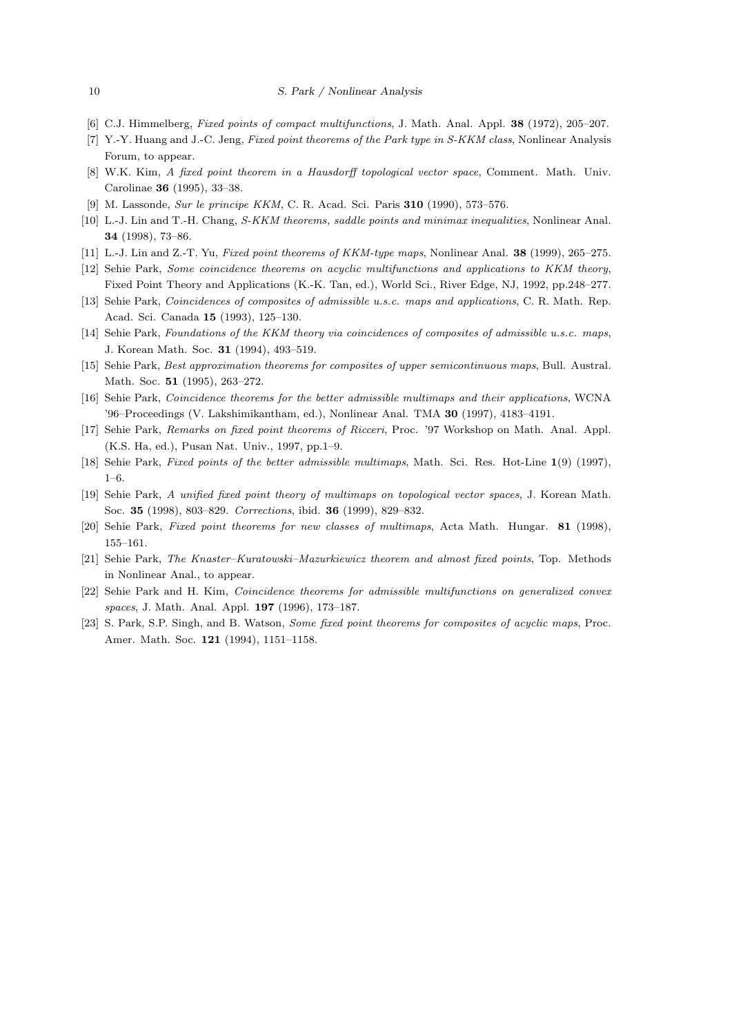[6] C.J. Himmelberg, *Fixed points of compact multifunctions*, J. Math. Anal. Appl. **38** (1972), 205–207.

[7] Y.-Y. Huang and J.-C. Jeng, *Fixed point theorems of the Park type in S-KKM class*, Nonlinear Analysis Forum, to appear.

[8] W.K. Kim, *A fixed point theorem in a Hausdorff topological vector space*, Comment. Math. Univ. Carolinae **36** (1995), 33–38.

[9] M. Lassonde, *Sur le principe KKM*, C. R. Acad. Sci. Paris **310** (1990), 573–576.

[10] L.-J. Lin and T.-H. Chang, *S-KKM theorems, saddle points and minimax inequalities*, Nonlinear Anal. **34** (1998), 73–86.

[11] L.-J. Lin and Z.-T. Yu, *Fixed point theorems of KKM-type maps*, Nonlinear Anal. **38** (1999), 265–275.

[12] Sehie Park, *Some coincidence theorems on acyclic multifunctions and applications to KKM theory*, Fixed Point Theory and Applications (K.-K. Tan, ed.), World Sci., River Edge, NJ, 1992, pp.248–277.

[13] Sehie Park, *Coincidences of composites of admissible u.s.c. maps and applications*, C. R. Math. Rep. Acad. Sci. Canada **15** (1993), 125–130.

[14] Sehie Park, *Foundations of the KKM theory via coincidences of composites of admissible u.s.c. maps*, J. Korean Math. Soc. **31** (1994), 493–519.

[15] Sehie Park, *Best approximation theorems for composites of upper semicontinuous maps*, Bull. Austral. Math. Soc. **51** (1995), 263–272.

[16] Sehie Park, *Coincidence theorems for the better admissible multimaps and their applications*, WCNA '96–Proceedings (V. Lakshimikantham, ed.), Nonlinear Anal. TMA **30** (1997), 4183–4191.

[17] Sehie Park, *Remarks on fixed point theorems of Ricceri*, Proc. '97 Workshop on Math. Anal. Appl. (K.S. Ha, ed.), Pusan Nat. Univ., 1997, pp.1–9.

[18] Sehie Park, *Fixed points of the better admissible multimaps*, Math. Sci. Res. Hot-Line **1**(9) (1997), 1–6.

[19] Sehie Park, *A unified fixed point theory of multimaps on topological vector spaces*, J. Korean Math. Soc. **35** (1998), 803–829. *Corrections*, ibid. **36** (1999), 829–832.

[20] Sehie Park, *Fixed point theorems for new classes of multimaps*, Acta Math. Hungar. **81** (1998), 155–161.

[21] Sehie Park, *The Knaster–Kuratowski–Mazurkiewicz theorem and almost fixed points*, Top. Methods in Nonlinear Anal., to appear.

[22] Sehie Park and H. Kim, *Coincidence theorems for admissible multifunctions on generalized convex spaces*, J. Math. Anal. Appl. **197** (1996), 173–187.

[23] S. Park, S.P. Singh, and B. Watson, *Some fixed point theorems for composites of acyclic maps*, Proc. Amer. Math. Soc. **121** (1994), 1151–1158.